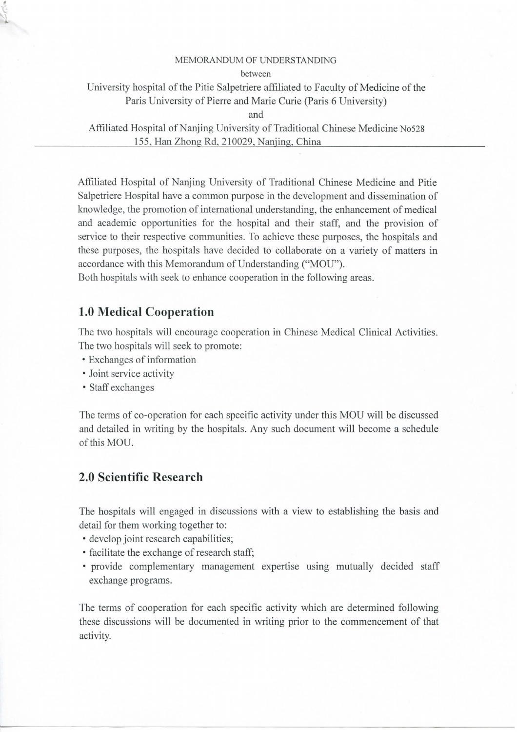MEMORANDUM OF UNDERSTANDING

between

University hospital of the Pitie Salpetriere affiliated to Faculty of Medicine of the Paris University of Pierre and Marie Curie (Paris 6 University)

and

Affiliated Hospital of Nanjing University of Traditional Chinese Medicine No528 155, Han Zhong Rd, 210029, Nanjing, China

---

Affiliated Hospital of Nanjing University of Traditional Chinese Medicine and Pitie Salpetriere Hospital have a common purpose in the development and dissemination of knowledge, the promotion of international understanding, the enhancement of medical and academic opportunities for the hospital and their staff, and the provision of service to their respective communities. To achieve these purposes, the hospitals and these purposes, the hospitals have decided to collaborate on a variety of matters in accordance with this Memorandum of Understanding ("MOU").

Both hospitals with seek to enhance cooperation in the following areas.

## 1.0 Medical Cooperation

The two hospitals will encourage cooperation in Chinese Medical Clinical Activities. The two hospitals will seek to promote:

- Exchanges of information
- Joint service activity
- Staff exchanges

The terms of co-operation for each specific activity under this MOU will be discussed and detailed in writing by the hospitals. Any such document will become a schedule of this MOU.

## 2.0 Scientific Research

The hospitals will engaged in discussions with a view to establishing the basis and detail for them working together to:

- develop joint research capabilities;
- facilitate the exchange of research staff;
- provide complementary management expertise using mutually decided staff exchange programs.

The terms of cooperation for each specific activity which are determined following these discussions will be documented in writing prior to the commencement of that activity.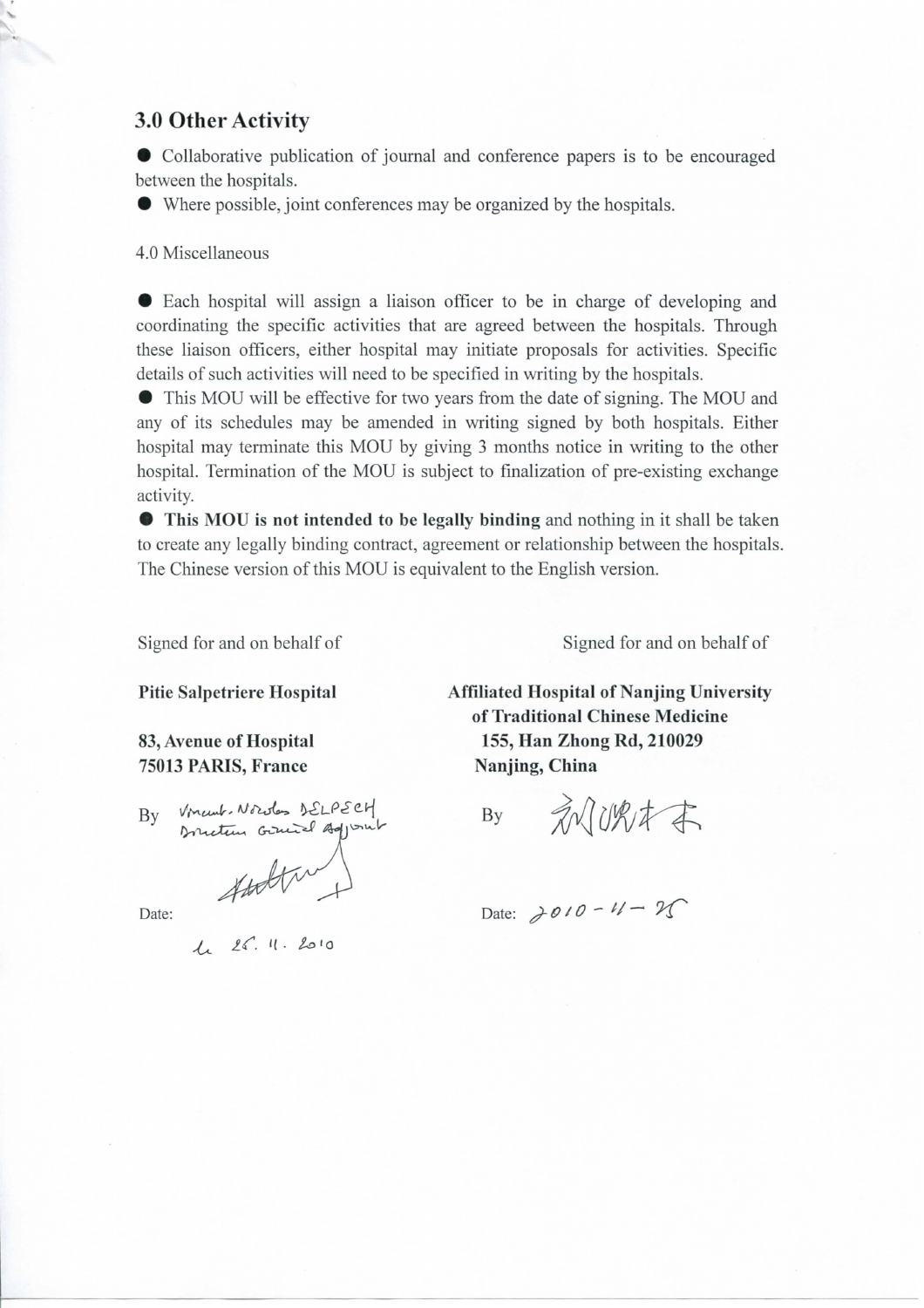### 3.0 Other Activity

● Collaborative publication of journal and conference papers is to be encouraged between the hospitals.

● Where possible, joint conferences may be organized by the hospitals.

4.0 Miscellaneous

● Each hospital will assign a liaison officer to be in charge of developing and coordinating the specific activities that are agreed between the hospitals. Through these liaison officers, either hospital may initiate proposals for activities. Specific details of such activities will need to be specified in writing by the hospitals.

● This MOU will be effective for two years from the date of signing. The MOU and any of its schedules may be amended in writing signed by both hospitals. Either hospital may terminate this MOU by giving 3 months notice in writing to the other hospital. Termination of the MOU is subject to finalization of pre-existing exchange activity.

● **This MOU is not intended to be legally binding** and nothing in it shall be taken to create any legally binding contract, agreement or relationship between the hospitals. The Chinese version of this MOU is equivalent to the English version.

Signed for and on behalf of

**Pitie Salpetriere Hospital**

**83, Avenue of Hospital**
**75013 PARIS, France**

By Vincent-Nicolas DELPECH
Directeur Général Adjoint

Date:

le 25. 11. 2010

Signed for and on behalf of

**Affiliated Hospital of Nanjing University of Traditional Chinese Medicine**
**155, Han Zhong Rd, 210029**
**Nanjing, China**

By 刘沈林

Date: 2010 - 11 - 25